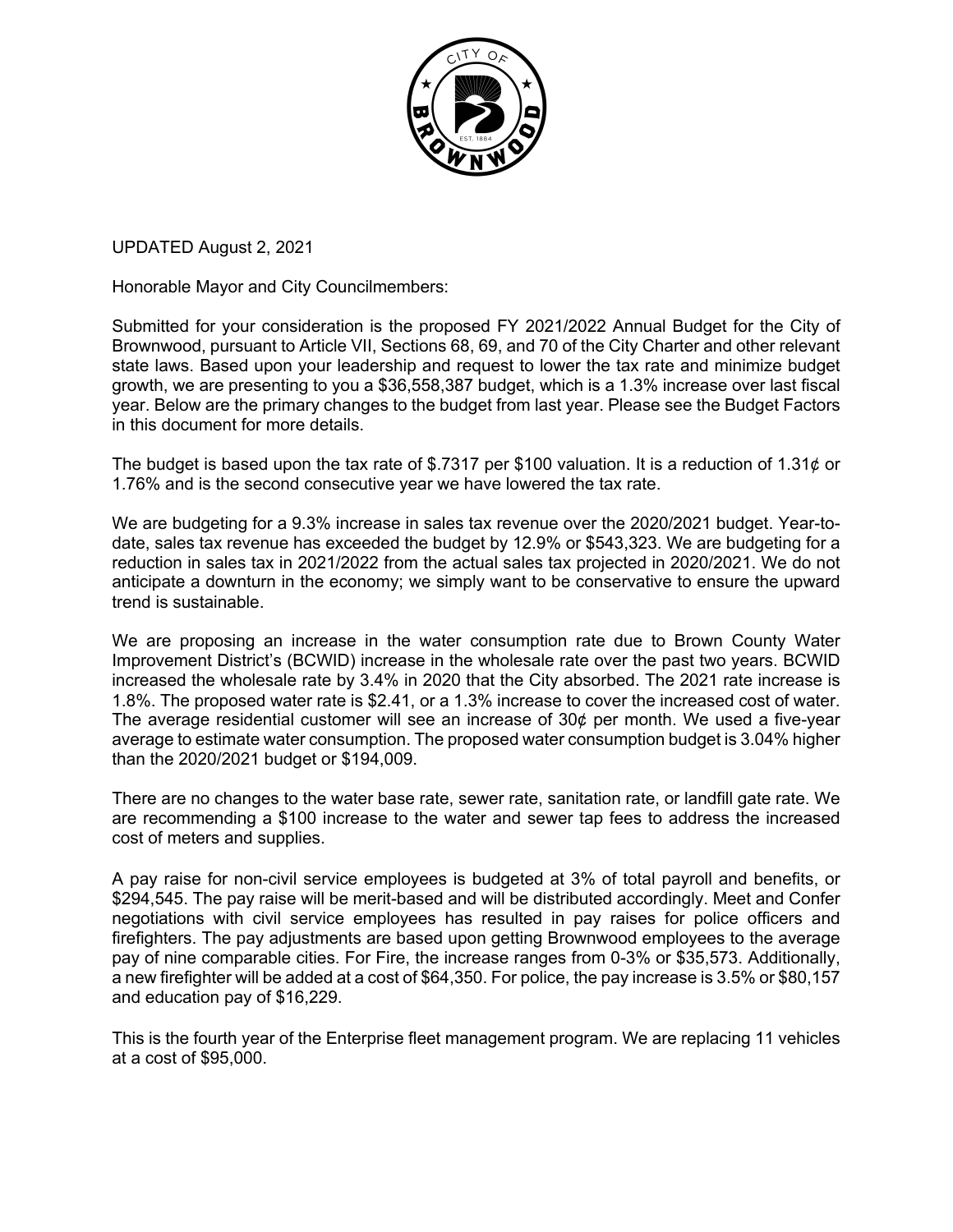UPDATED August 2, 2021

Honorable Mayor and City Councilmembers:

Submitted for your consideration is the proposed FY 2021/2022 Annual Budget for the City of Brownwood, pursuant to Article VII, Sections 68, 69, and 70 of the City Charter and other relevant state laws. Based upon your leadership and request to lower the tax rate and minimize budget growth, we are presenting to you a $36,558,387 budget, which is a 1.3% increase over last fiscal year. Below are the primary changes to the budget from last year. Please see the Budget Factors in this document for more details.

The budget is based upon the tax rate of $.7317 per $100 valuation. It is a reduction of 1.31¢ or 1.76% and is the second consecutive year we have lowered the tax rate.

We are budgeting for a 9.3% increase in sales tax revenue over the 2020/2021 budget. Year-to-date, sales tax revenue has exceeded the budget by 12.9% or $543,323. We are budgeting for a reduction in sales tax in 2021/2022 from the actual sales tax projected in 2020/2021. We do not anticipate a downturn in the economy; we simply want to be conservative to ensure the upward trend is sustainable.

We are proposing an increase in the water consumption rate due to Brown County Water Improvement District's (BCWID) increase in the wholesale rate over the past two years. BCWID increased the wholesale rate by 3.4% in 2020 that the City absorbed. The 2021 rate increase is 1.8%. The proposed water rate is $2.41, or a 1.3% increase to cover the increased cost of water. The average residential customer will see an increase of 30¢ per month. We used a five-year average to estimate water consumption. The proposed water consumption budget is 3.04% higher than the 2020/2021 budget or $194,009.

There are no changes to the water base rate, sewer rate, sanitation rate, or landfill gate rate. We are recommending a $100 increase to the water and sewer tap fees to address the increased cost of meters and supplies.

A pay raise for non-civil service employees is budgeted at 3% of total payroll and benefits, or $294,545. The pay raise will be merit-based and will be distributed accordingly. Meet and Confer negotiations with civil service employees has resulted in pay raises for police officers and firefighters. The pay adjustments are based upon getting Brownwood employees to the average pay of nine comparable cities. For Fire, the increase ranges from 0-3% or $35,573. Additionally, a new firefighter will be added at a cost of $64,350. For police, the pay increase is 3.5% or $80,157 and education pay of $16,229.

This is the fourth year of the Enterprise fleet management program. We are replacing 11 vehicles at a cost of $95,000.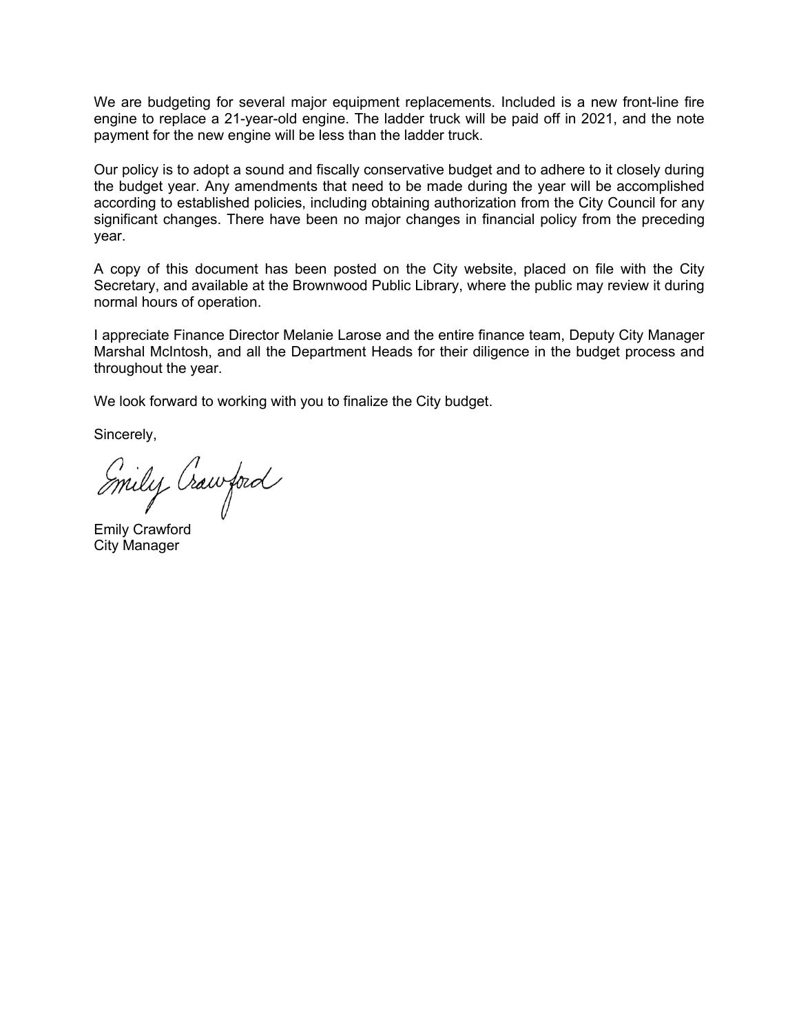We are budgeting for several major equipment replacements. Included is a new front-line fire engine to replace a 21-year-old engine. The ladder truck will be paid off in 2021, and the note payment for the new engine will be less than the ladder truck.

Our policy is to adopt a sound and fiscally conservative budget and to adhere to it closely during the budget year. Any amendments that need to be made during the year will be accomplished according to established policies, including obtaining authorization from the City Council for any significant changes. There have been no major changes in financial policy from the preceding year.

A copy of this document has been posted on the City website, placed on file with the City Secretary, and available at the Brownwood Public Library, where the public may review it during normal hours of operation.

I appreciate Finance Director Melanie Larose and the entire finance team, Deputy City Manager Marshal McIntosh, and all the Department Heads for their diligence in the budget process and throughout the year.

We look forward to working with you to finalize the City budget.

Sincerely,

Emily Crawford

Emily Crawford
City Manager